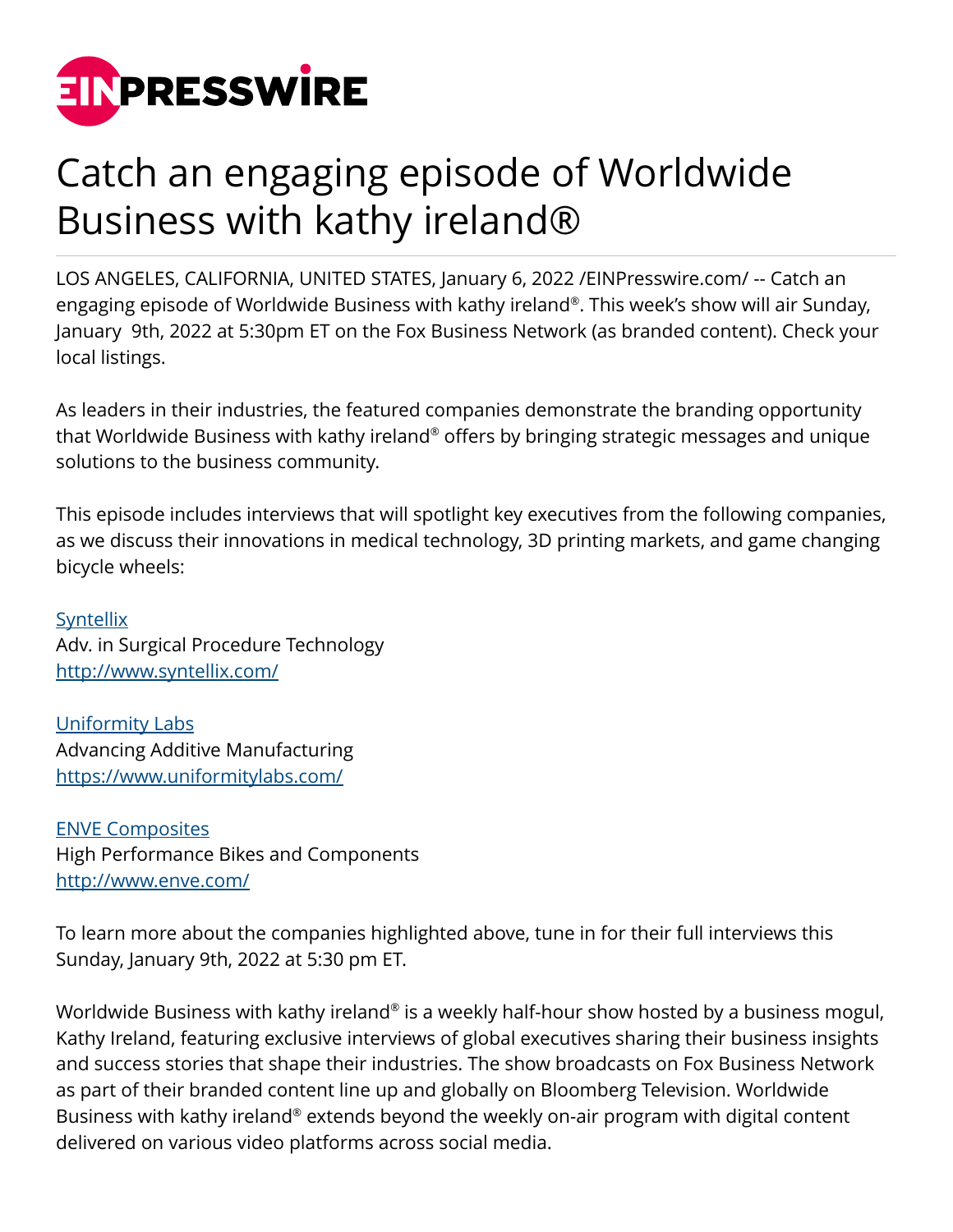# Catch an engaging episode of Worldwide Business with kathy ireland®

LOS ANGELES, CALIFORNIA, UNITED STATES, January 6, 2022 /EINPresswire.com/ -- Catch an engaging episode of Worldwide Business with kathy ireland®. This week's show will air Sunday, January 9th, 2022 at 5:30pm ET on the Fox Business Network (as branded content). Check your local listings.

As leaders in their industries, the featured companies demonstrate the branding opportunity that Worldwide Business with kathy ireland® offers by bringing strategic messages and unique solutions to the business community.

This episode includes interviews that will spotlight key executives from the following companies, as we discuss their innovations in medical technology, 3D printing markets, and game changing bicycle wheels:

[Syntellix](http://www.syntellix.com/)
Adv. in Surgical Procedure Technology
http://www.syntellix.com/

[Uniformity Labs](https://www.uniformitylabs.com/)
Advancing Additive Manufacturing
https://www.uniformitylabs.com/

[ENVE Composites](http://www.enve.com/)
High Performance Bikes and Components
http://www.enve.com/

To learn more about the companies highlighted above, tune in for their full interviews this Sunday, January 9th, 2022 at 5:30 pm ET.

Worldwide Business with kathy ireland® is a weekly half-hour show hosted by a business mogul, Kathy Ireland, featuring exclusive interviews of global executives sharing their business insights and success stories that shape their industries. The show broadcasts on Fox Business Network as part of their branded content line up and globally on Bloomberg Television. Worldwide Business with kathy ireland® extends beyond the weekly on-air program with digital content delivered on various video platforms across social media.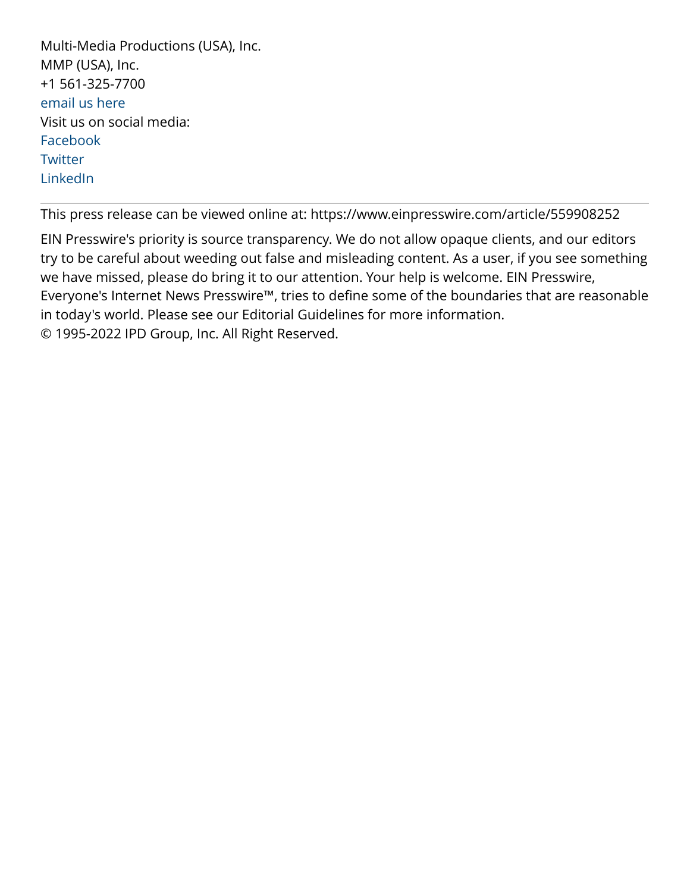Multi-Media Productions (USA), Inc.
MMP (USA), Inc.
+1 561-325-7700
email us here
Visit us on social media:
Facebook
Twitter
LinkedIn

---

This press release can be viewed online at: https://www.einpresswire.com/article/559908252

EIN Presswire's priority is source transparency. We do not allow opaque clients, and our editors try to be careful about weeding out false and misleading content. As a user, if you see something we have missed, please do bring it to our attention. Your help is welcome. EIN Presswire, Everyone's Internet News Presswire™, tries to define some of the boundaries that are reasonable in today's world. Please see our Editorial Guidelines for more information.
© 1995-2022 IPD Group, Inc. All Right Reserved.